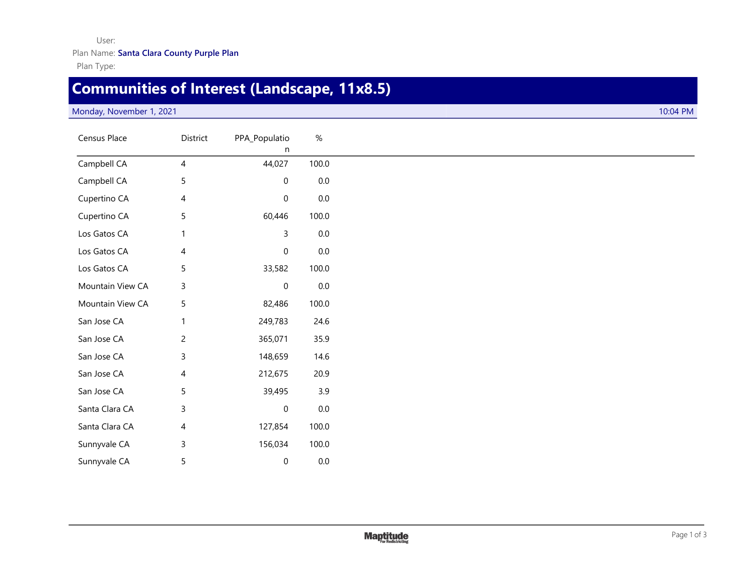User:

Plan Name: **Santa Clara County Purple Plan**

Plan Type:

# Communities of Interest (Landscape, 11x8.5)

Monday, November 1, 2021 10:04 PM

| Census Place | District | PPA_Population | % |
|---|---|---|---|
| Campbell CA | 4 | 44,027 | 100.0 |
| Campbell CA | 5 | 0 | 0.0 |
| Cupertino CA | 4 | 0 | 0.0 |
| Cupertino CA | 5 | 60,446 | 100.0 |
| Los Gatos CA | 1 | 3 | 0.0 |
| Los Gatos CA | 4 | 0 | 0.0 |
| Los Gatos CA | 5 | 33,582 | 100.0 |
| Mountain View CA | 3 | 0 | 0.0 |
| Mountain View CA | 5 | 82,486 | 100.0 |
| San Jose CA | 1 | 249,783 | 24.6 |
| San Jose CA | 2 | 365,071 | 35.9 |
| San Jose CA | 3 | 148,659 | 14.6 |
| San Jose CA | 4 | 212,675 | 20.9 |
| San Jose CA | 5 | 39,495 | 3.9 |
| Santa Clara CA | 3 | 0 | 0.0 |
| Santa Clara CA | 4 | 127,854 | 100.0 |
| Sunnyvale CA | 3 | 156,034 | 100.0 |
| Sunnyvale CA | 5 | 0 | 0.0 |

Maptitude For Redistricting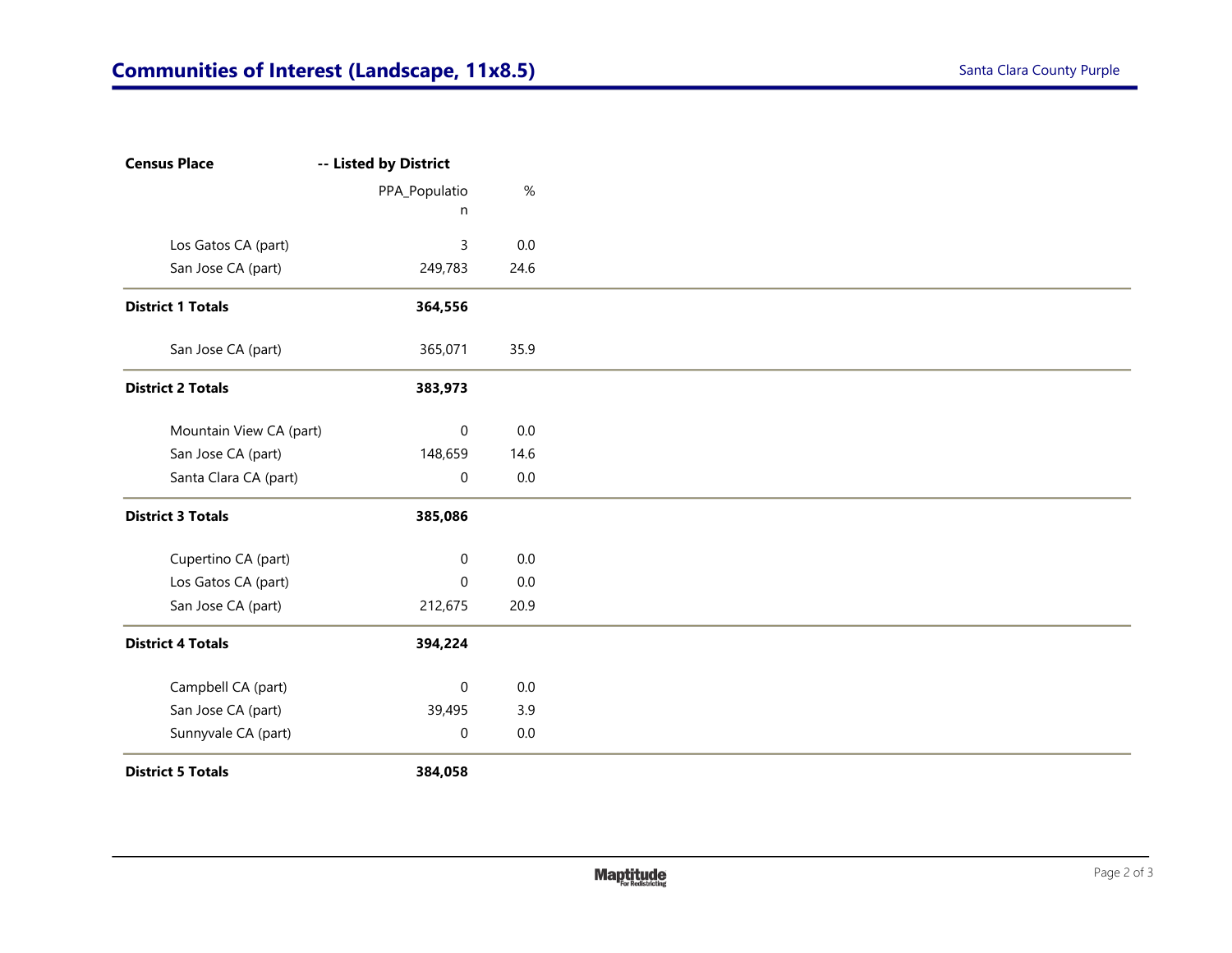## Communities of Interest (Landscape, 11x8.5)

| Census Place -- Listed by District | PPA_Population | % |
|---|---|---|
| Los Gatos CA (part) | 3 | 0.0 |
| San Jose CA (part) | 249,783 | 24.6 |
| **District 1 Totals** | **364,556** | |
| San Jose CA (part) | 365,071 | 35.9 |
| **District 2 Totals** | **383,973** | |
| Mountain View CA (part) | 0 | 0.0 |
| San Jose CA (part) | 148,659 | 14.6 |
| Santa Clara CA (part) | 0 | 0.0 |
| **District 3 Totals** | **385,086** | |
| Cupertino CA (part) | 0 | 0.0 |
| Los Gatos CA (part) | 0 | 0.0 |
| San Jose CA (part) | 212,675 | 20.9 |
| **District 4 Totals** | **394,224** | |
| Campbell CA (part) | 0 | 0.0 |
| San Jose CA (part) | 39,495 | 3.9 |
| Sunnyvale CA (part) | 0 | 0.0 |
| **District 5 Totals** | **384,058** | |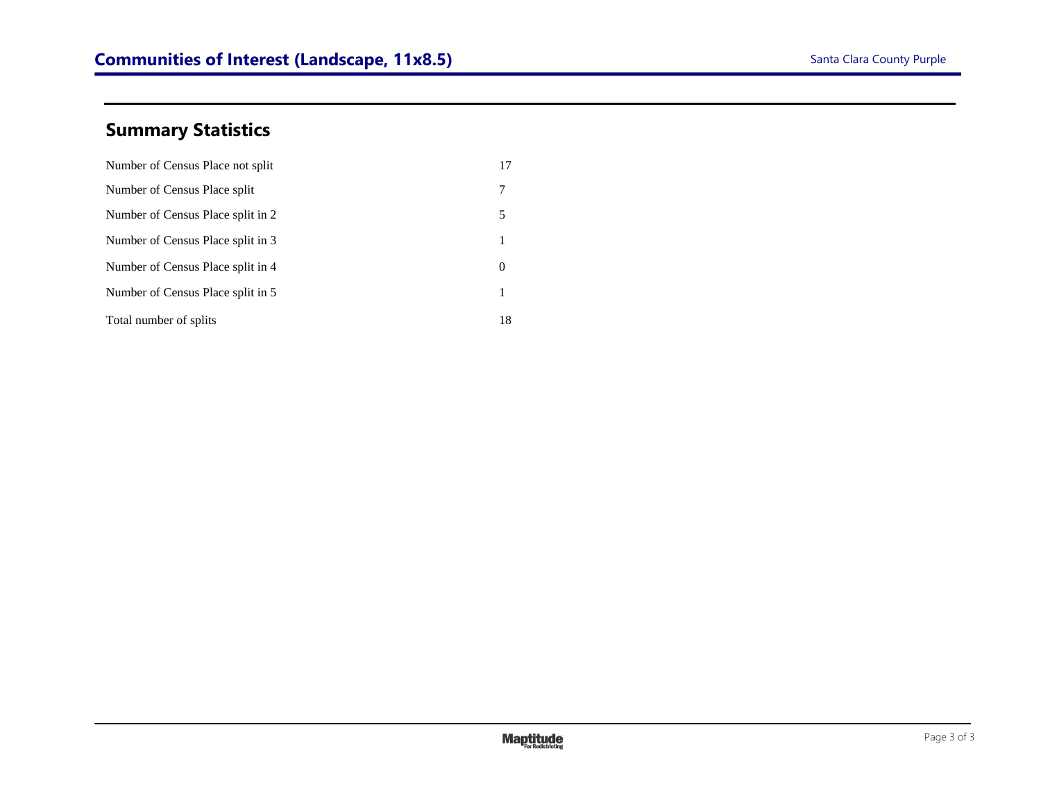## Summary Statistics

| | |
|---|---|
| Number of Census Place not split | 17 |
| Number of Census Place split | 7 |
| Number of Census Place split in 2 | 5 |
| Number of Census Place split in 3 | 1 |
| Number of Census Place split in 4 | 0 |
| Number of Census Place split in 5 | 1 |
| Total number of splits | 18 |